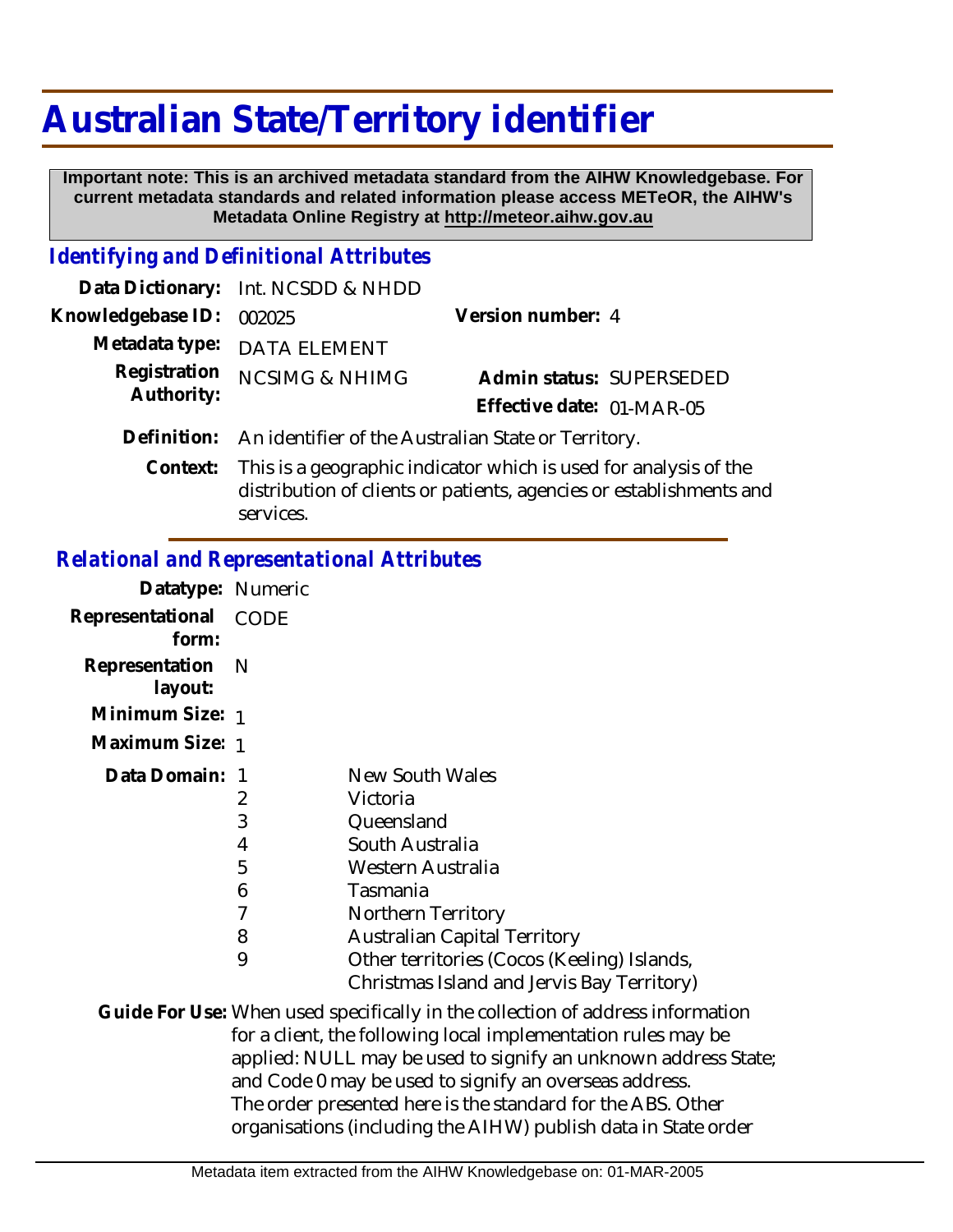# Australian State/Territory identifier

**Important note: This is an archived metadata standard from the AIHW Knowledgebase. For current metadata standards and related information please access METeOR, the AIHW's Metadata Online Registry at http://meteor.aihw.gov.au**

## *Identifying and Definitional Attributes*

**Data Dictionary:** Int. NCSDD & NHDD

**Knowledgebase ID:** 002025

**Version number:** 4

**Metadata type:** DATA ELEMENT

**Registration Authority:** NCSIMG & NHIMG

**Admin status:** SUPERSEDED

**Effective date:** 01-MAR-05

**Definition:** An identifier of the Australian State or Territory.

**Context:** This is a geographic indicator which is used for analysis of the distribution of clients or patients, agencies or establishments and services.

## *Relational and Representational Attributes*

**Datatype:** Numeric

**Representational form:** CODE

**Representation layout:** N

**Minimum Size:** 1

**Maximum Size:** 1

**Data Domain:**

| | |
|---|---|
| 1 | New South Wales |
| 2 | Victoria |
| 3 | Queensland |
| 4 | South Australia |
| 5 | Western Australia |
| 6 | Tasmania |
| 7 | Northern Territory |
| 8 | Australian Capital Territory |
| 9 | Other territories (Cocos (Keeling) Islands, Christmas Island and Jervis Bay Territory) |

**Guide For Use:** When used specifically in the collection of address information for a client, the following local implementation rules may be applied: NULL may be used to signify an unknown address State; and Code 0 may be used to signify an overseas address. The order presented here is the standard for the ABS. Other organisations (including the AIHW) publish data in State order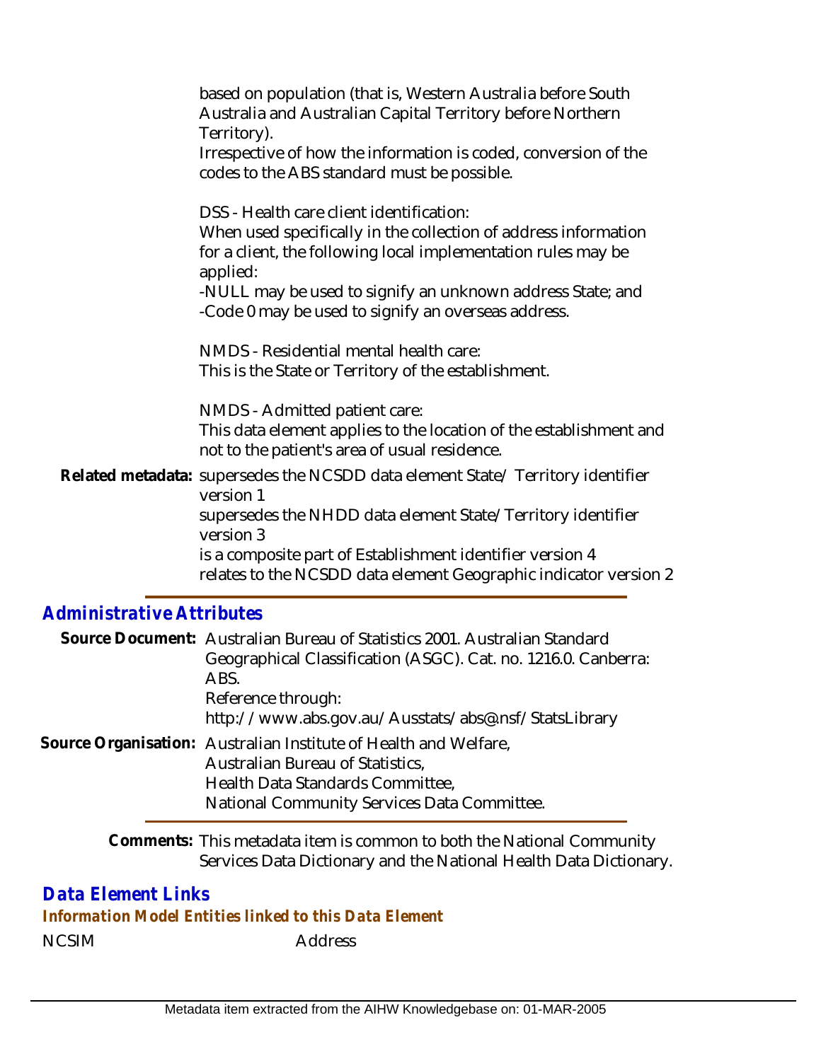based on population (that is, Western Australia before South Australia and Australian Capital Territory before Northern Territory).

Irrespective of how the information is coded, conversion of the codes to the ABS standard must be possible.

DSS - Health care client identification:
When used specifically in the collection of address information for a client, the following local implementation rules may be applied:
-NULL may be used to signify an unknown address State; and
-Code 0 may be used to signify an overseas address.

NMDS - Residential mental health care:
This is the State or Territory of the establishment.

NMDS - Admitted patient care:
This data element applies to the location of the establishment and not to the patient's area of usual residence.

**Related metadata:** supersedes the NCSDD data element State/ Territory identifier version 1
supersedes the NHDD data element State/Territory identifier version 3
is a composite part of Establishment identifier version 4
relates to the NCSDD data element Geographic indicator version 2

## Administrative Attributes

**Source Document:** Australian Bureau of Statistics 2001. Australian Standard Geographical Classification (ASGC). Cat. no. 1216.0. Canberra: ABS.
Reference through:
http://www.abs.gov.au/Ausstats/abs@.nsf/StatsLibrary

**Source Organisation:** Australian Institute of Health and Welfare,
Australian Bureau of Statistics,
Health Data Standards Committee,
National Community Services Data Committee.

**Comments:** This metadata item is common to both the National Community Services Data Dictionary and the National Health Data Dictionary.

## Data Element Links

### Information Model Entities linked to this Data Element

NCSIM Address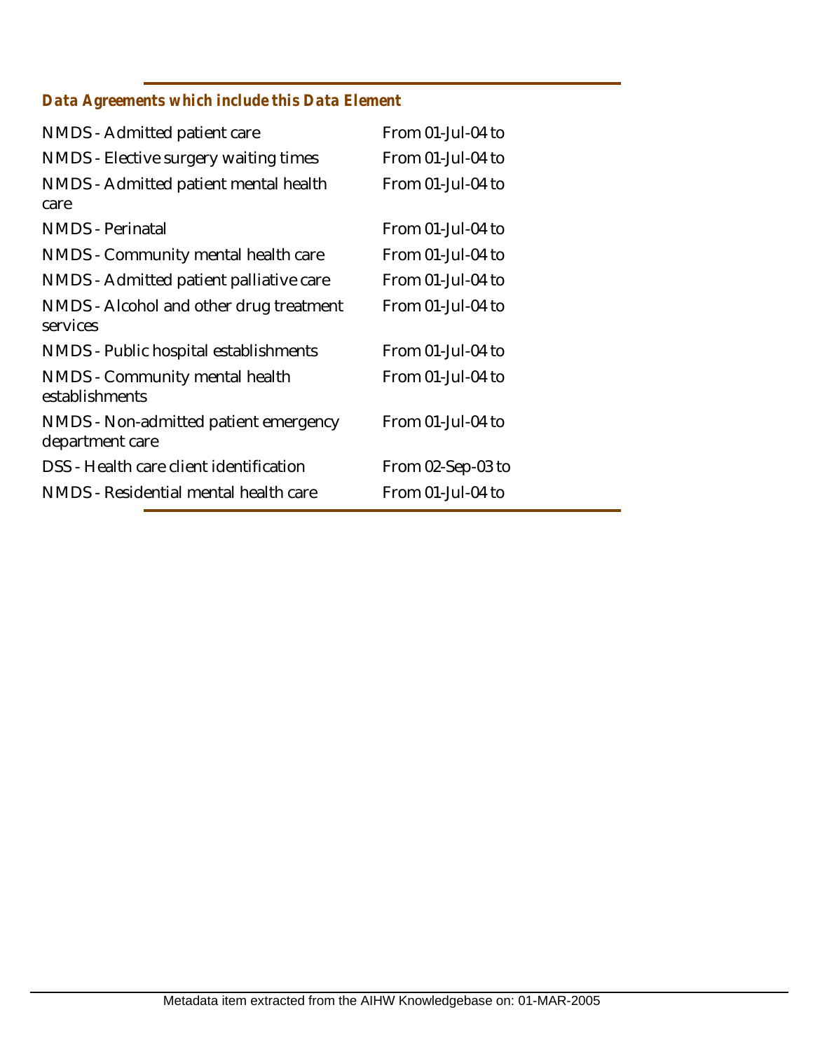### Data Agreements which include this Data Element

| | |
|---|---|
| NMDS - Admitted patient care | From 01-Jul-04 to |
| NMDS - Elective surgery waiting times | From 01-Jul-04 to |
| NMDS - Admitted patient mental health care | From 01-Jul-04 to |
| NMDS - Perinatal | From 01-Jul-04 to |
| NMDS - Community mental health care | From 01-Jul-04 to |
| NMDS - Admitted patient palliative care | From 01-Jul-04 to |
| NMDS - Alcohol and other drug treatment services | From 01-Jul-04 to |
| NMDS - Public hospital establishments | From 01-Jul-04 to |
| NMDS - Community mental health establishments | From 01-Jul-04 to |
| NMDS - Non-admitted patient emergency department care | From 01-Jul-04 to |
| DSS - Health care client identification | From 02-Sep-03 to |
| NMDS - Residential mental health care | From 01-Jul-04 to |

Metadata item extracted from the AIHW Knowledgebase on: 01-MAR-2005